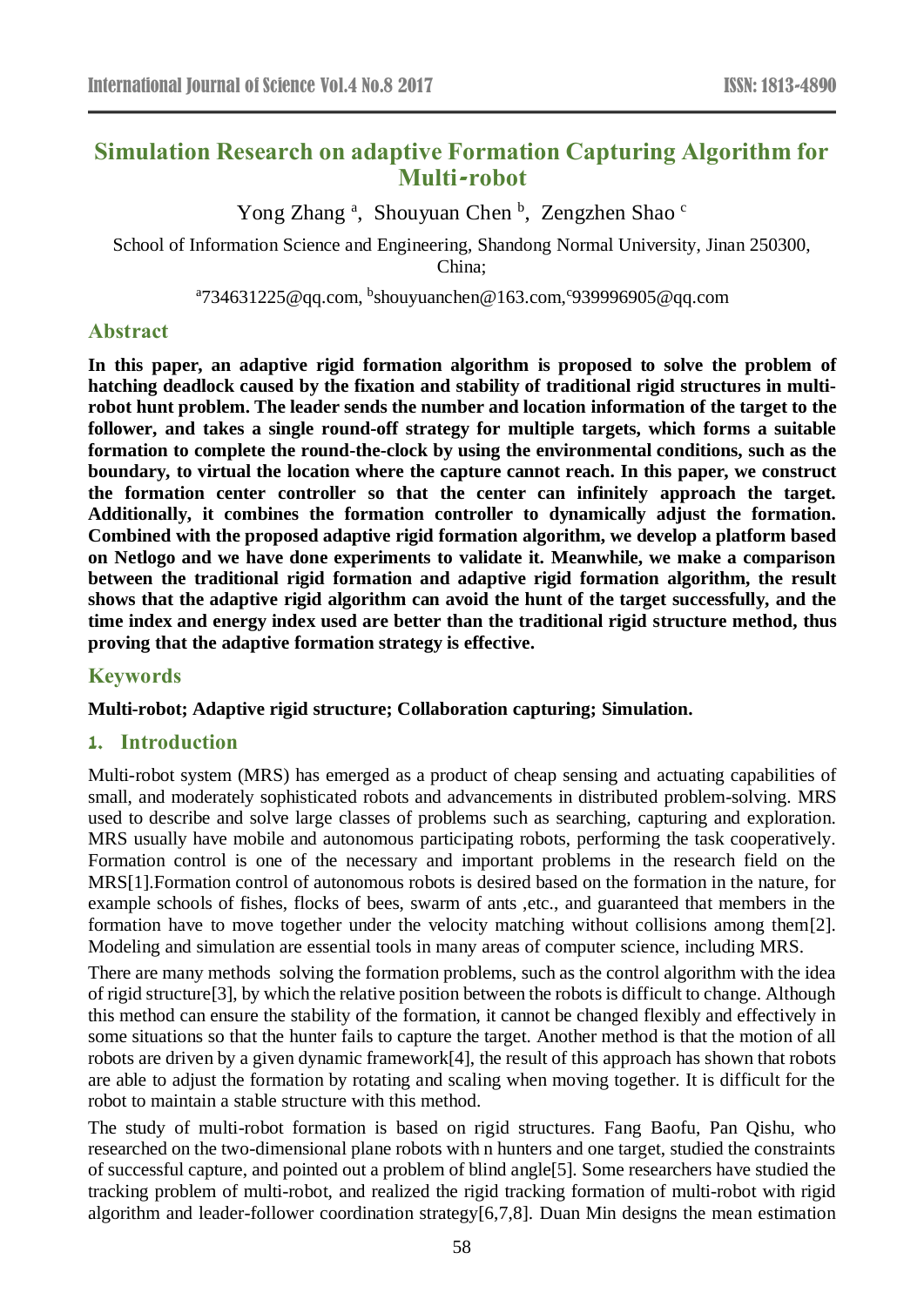# Simulation Research on adaptive Formation Capturing Algorithm for Multi-robot

Yong Zhang [a], Shouyuan Chen [b], Zengzhen Shao [c]

School of Information Science and Engineering, Shandong Normal University, Jinan 250300, China;

[a]734631225@qq.com, [b]shouyuanchen@163.com,[c]939996905@qq.com

## Abstract

**In this paper, an adaptive rigid formation algorithm is proposed to solve the problem of hatching deadlock caused by the fixation and stability of traditional rigid structures in multi-robot hunt problem. The leader sends the number and location information of the target to the follower, and takes a single round-off strategy for multiple targets, which forms a suitable formation to complete the round-the-clock by using the environmental conditions, such as the boundary, to virtual the location where the capture cannot reach. In this paper, we construct the formation center controller so that the center can infinitely approach the target. Additionally, it combines the formation controller to dynamically adjust the formation. Combined with the proposed adaptive rigid formation algorithm, we develop a platform based on Netlogo and we have done experiments to validate it. Meanwhile, we make a comparison between the traditional rigid formation and adaptive rigid formation algorithm, the result shows that the adaptive rigid algorithm can avoid the hunt of the target successfully, and the time index and energy index used are better than the traditional rigid structure method, thus proving that the adaptive formation strategy is effective.**

## Keywords

**Multi-robot; Adaptive rigid structure; Collaboration capturing; Simulation.**

## 1. Introduction

Multi-robot system (MRS) has emerged as a product of cheap sensing and actuating capabilities of small, and moderately sophisticated robots and advancements in distributed problem-solving. MRS used to describe and solve large classes of problems such as searching, capturing and exploration. MRS usually have mobile and autonomous participating robots, performing the task cooperatively. Formation control is one of the necessary and important problems in the research field on the MRS[1].Formation control of autonomous robots is desired based on the formation in the nature, for example schools of fishes, flocks of bees, swarm of ants ,etc., and guaranteed that members in the formation have to move together under the velocity matching without collisions among them[2]. Modeling and simulation are essential tools in many areas of computer science, including MRS.

There are many methods solving the formation problems, such as the control algorithm with the idea of rigid structure[3], by which the relative position between the robots is difficult to change. Although this method can ensure the stability of the formation, it cannot be changed flexibly and effectively in some situations so that the hunter fails to capture the target. Another method is that the motion of all robots are driven by a given dynamic framework[4], the result of this approach has shown that robots are able to adjust the formation by rotating and scaling when moving together. It is difficult for the robot to maintain a stable structure with this method.

The study of multi-robot formation is based on rigid structures. Fang Baofu, Pan Qishu, who researched on the two-dimensional plane robots with n hunters and one target, studied the constraints of successful capture, and pointed out a problem of blind angle[5]. Some researchers have studied the tracking problem of multi-robot, and realized the rigid tracking formation of multi-robot with rigid algorithm and leader-follower coordination strategy[6,7,8]. Duan Min designs the mean estimation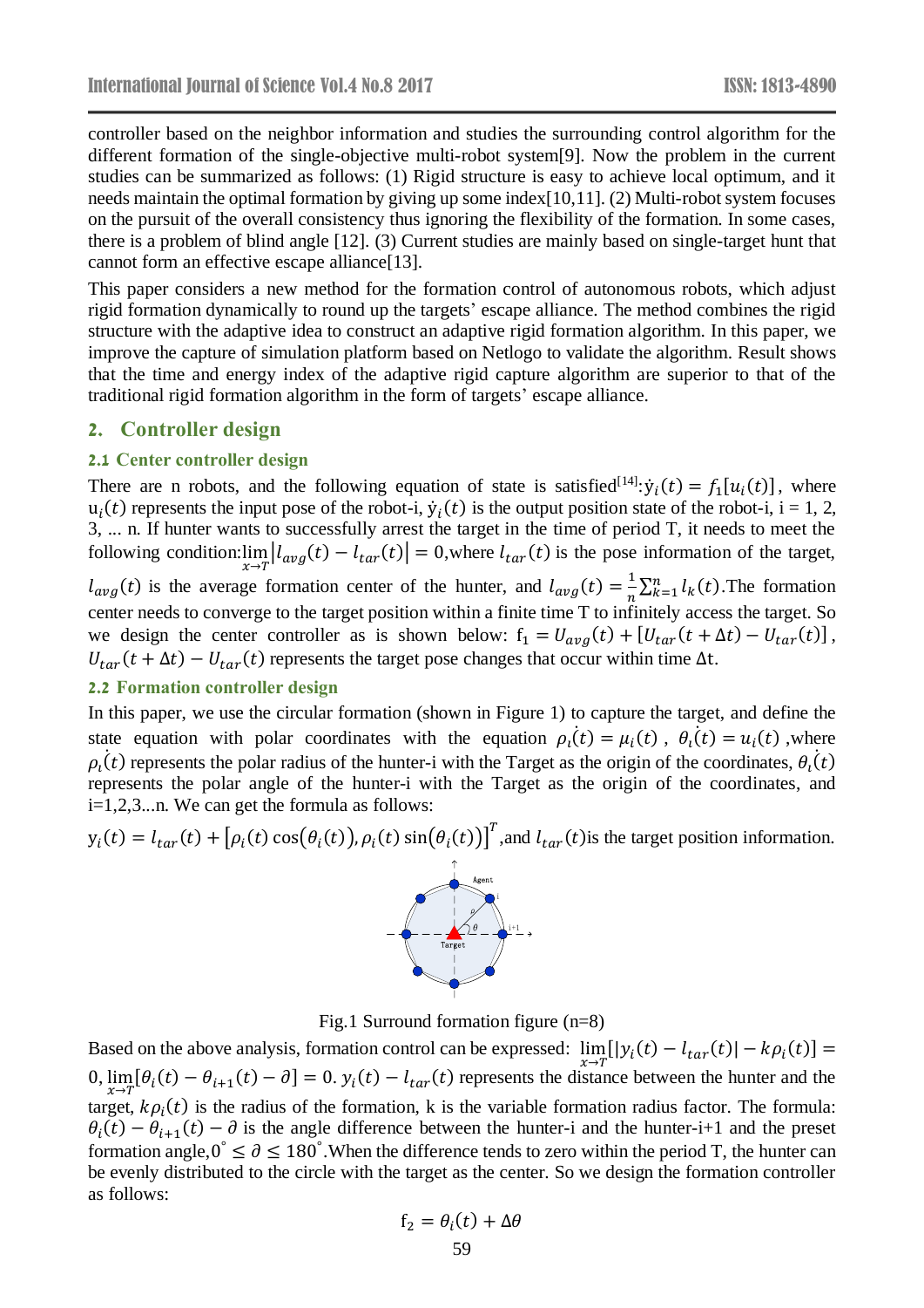controller based on the neighbor information and studies the surrounding control algorithm for the different formation of the single-objective multi-robot system[9]. Now the problem in the current studies can be summarized as follows: (1) Rigid structure is easy to achieve local optimum, and it needs maintain the optimal formation by giving up some index[10,11]. (2) Multi-robot system focuses on the pursuit of the overall consistency thus ignoring the flexibility of the formation. In some cases, there is a problem of blind angle [12]. (3) Current studies are mainly based on single-target hunt that cannot form an effective escape alliance[13].

This paper considers a new method for the formation control of autonomous robots, which adjust rigid formation dynamically to round up the targets' escape alliance. The method combines the rigid structure with the adaptive idea to construct an adaptive rigid formation algorithm. In this paper, we improve the capture of simulation platform based on Netlogo to validate the algorithm. Result shows that the time and energy index of the adaptive rigid capture algorithm are superior to that of the traditional rigid formation algorithm in the form of targets' escape alliance.

## 2. Controller design

### 2.1 Center controller design

There are n robots, and the following equation of state is satisfied[14]: $\dot{y}_i(t) = f_1[u_i(t)]$, where $u_i(t)$ represents the input pose of the robot-i, $\dot{y}_i(t)$ is the output position state of the robot-i, i = 1, 2, 3, ... n. If hunter wants to successfully arrest the target in the time of period T, it needs to meet the following condition: $\lim_{x\to T}\left|l_{avg}(t) - l_{tar}(t)\right| = 0$, where $l_{tar}(t)$ is the pose information of the target, $l_{avg}(t)$ is the average formation center of the hunter, and $l_{avg}(t) = \frac{1}{n}\sum_{k=1}^{n} l_k(t)$. The formation center needs to converge to the target position within a finite time T to infinitely access the target. So we design the center controller as is shown below: $f_1 = U_{avg}(t) + [U_{tar}(t+\Delta t) - U_{tar}(t)]$, $U_{tar}(t+\Delta t) - U_{tar}(t)$ represents the target pose changes that occur within time $\Delta t$.

### 2.2 Formation controller design

In this paper, we use the circular formation (shown in Figure 1) to capture the target, and define the state equation with polar coordinates with the equation $\dot{\rho_i}(t) = \mu_i(t)$, $\dot{\theta_i}(t) = u_i(t)$, where $\dot{\rho_i}(t)$ represents the polar radius of the hunter-i with the Target as the origin of the coordinates, $\dot{\theta_i}(t)$ represents the polar angle of the hunter-i with the Target as the origin of the coordinates, and i=1,2,3...n. We can get the formula as follows:

$y_i(t) = l_{tar}(t) + \left[\rho_i(t)\cos(\theta_i(t)), \rho_i(t)\sin(\theta_i(t))\right]^T$, and $l_{tar}(t)$ is the target position information.

Fig.1 Surround formation figure (n=8)

Based on the above analysis, formation control can be expressed: $\lim_{x\to T}[|y_i(t) - l_{tar}(t)| - k\rho_i(t)] = 0$, $\lim_{x\to T}[\theta_i(t) - \theta_{i+1}(t) - \partial] = 0$. $y_i(t) - l_{tar}(t)$ represents the distance between the hunter and the target, $k\rho_i(t)$ is the radius of the formation, k is the variable formation radius factor. The formula: $\theta_i(t) - \theta_{i+1}(t) - \partial$ is the angle difference between the hunter-i and the hunter-i+1 and the preset formation angle, $0^\circ \leq \partial \leq 180^\circ$. When the difference tends to zero within the period T, the hunter can be evenly distributed to the circle with the target as the center. So we design the formation controller as follows:

$$f_2 = \theta_i(t) + \Delta\theta$$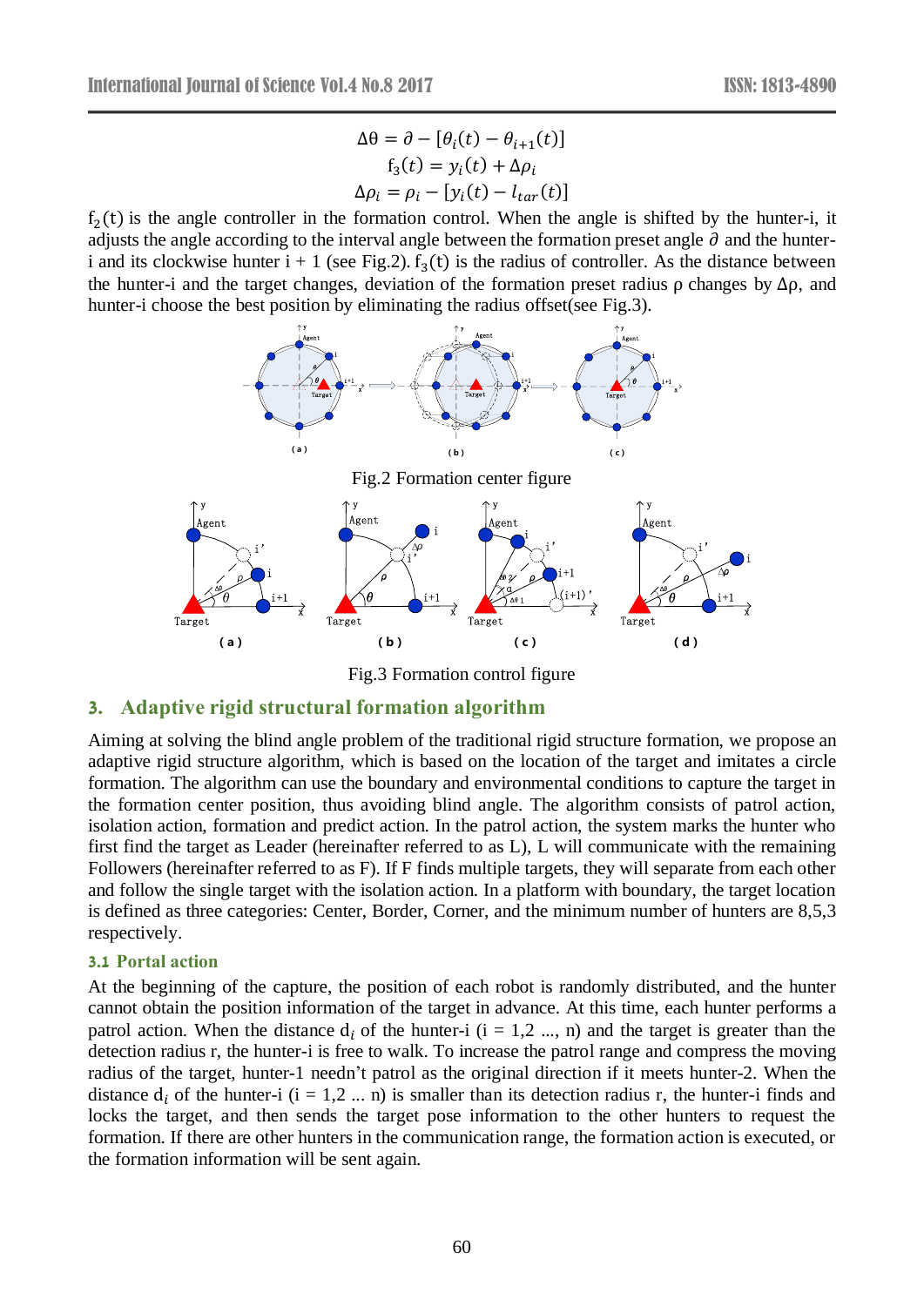$$\Delta\theta = \partial - [\theta_i(t) - \theta_{i+1}(t)]$$

$$f_3(t) = y_i(t) + \Delta\rho_i$$

$$\Delta\rho_i = \rho_i - [y_i(t) - l_{tar}(t)]$$

$f_2(t)$ is the angle controller in the formation control. When the angle is shifted by the hunter-i, it adjusts the angle according to the interval angle between the formation preset angle $\partial$ and the hunter-i and its clockwise hunter i + 1 (see Fig.2). $f_3(t)$ is the radius of controller. As the distance between the hunter-i and the target changes, deviation of the formation preset radius ρ changes by Δρ, and hunter-i choose the best position by eliminating the radius offset(see Fig.3).

Fig.2 Formation center figure

Fig.3 Formation control figure

## 3. Adaptive rigid structural formation algorithm

Aiming at solving the blind angle problem of the traditional rigid structure formation, we propose an adaptive rigid structure algorithm, which is based on the location of the target and imitates a circle formation. The algorithm can use the boundary and environmental conditions to capture the target in the formation center position, thus avoiding blind angle. The algorithm consists of patrol action, isolation action, formation and predict action. In the patrol action, the system marks the hunter who first find the target as Leader (hereinafter referred to as L), L will communicate with the remaining Followers (hereinafter referred to as F). If F finds multiple targets, they will separate from each other and follow the single target with the isolation action. In a platform with boundary, the target location is defined as three categories: Center, Border, Corner, and the minimum number of hunters are 8,5,3 respectively.

### 3.1 Portal action

At the beginning of the capture, the position of each robot is randomly distributed, and the hunter cannot obtain the position information of the target in advance. At this time, each hunter performs a patrol action. When the distance $d_i$ of the hunter-i (i = 1,2 ..., n) and the target is greater than the detection radius r, the hunter-i is free to walk. To increase the patrol range and compress the moving radius of the target, hunter-1 needn't patrol as the original direction if it meets hunter-2. When the distance $d_i$ of the hunter-i (i = 1,2 ... n) is smaller than its detection radius r, the hunter-i finds and locks the target, and then sends the target pose information to the other hunters to request the formation. If there are other hunters in the communication range, the formation action is executed, or the formation information will be sent again.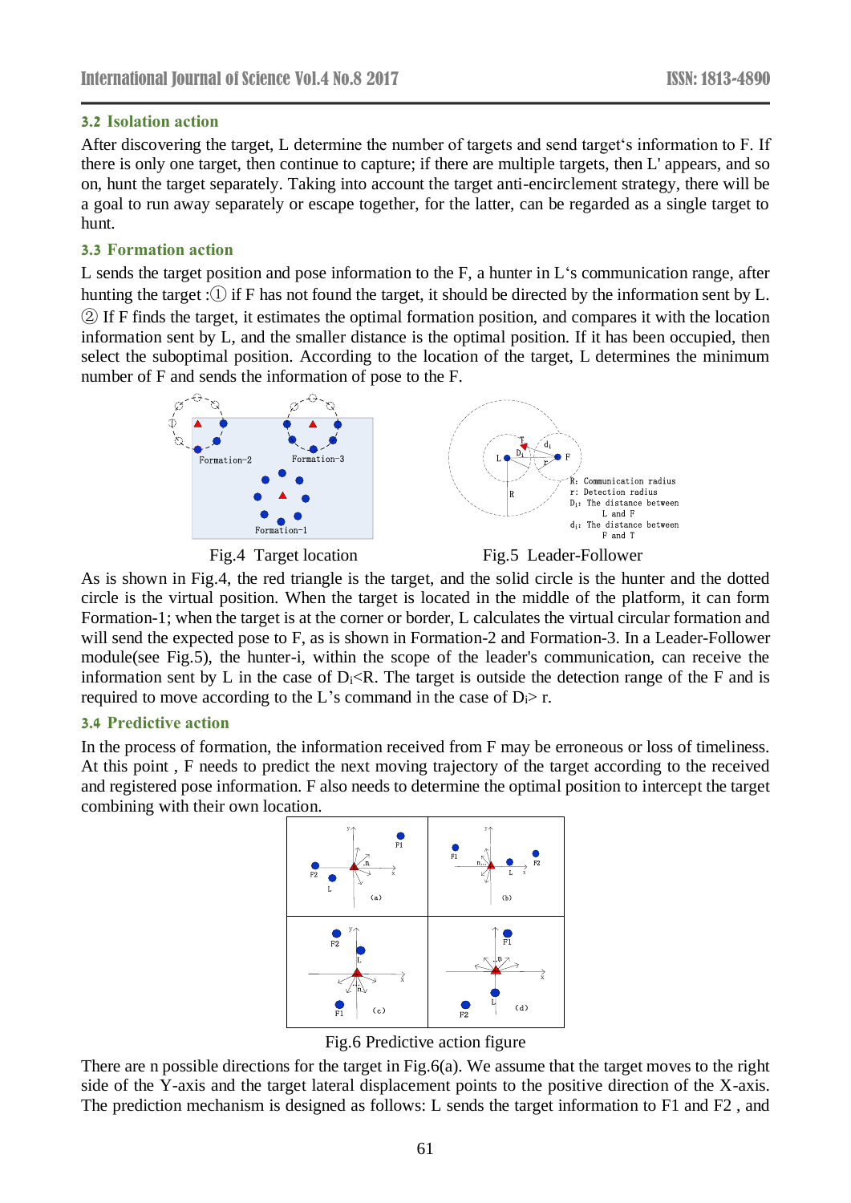### 3.2 Isolation action

After discovering the target, L determine the number of targets and send target's information to F. If there is only one target, then continue to capture; if there are multiple targets, then L' appears, and so on, hunt the target separately. Taking into account the target anti-encirclement strategy, there will be a goal to run away separately or escape together, for the latter, can be regarded as a single target to hunt.

### 3.3 Formation action

L sends the target position and pose information to the F, a hunter in L's communication range, after hunting the target :① if F has not found the target, it should be directed by the information sent by L. ② If F finds the target, it estimates the optimal formation position, and compares it with the location information sent by L, and the smaller distance is the optimal position. If it has been occupied, then select the suboptimal position. According to the location of the target, L determines the minimum number of F and sends the information of pose to the F.

Fig.4 Target location

Fig.5 Leader-Follower

As is shown in Fig.4, the red triangle is the target, and the solid circle is the hunter and the dotted circle is the virtual position. When the target is located in the middle of the platform, it can form Formation-1; when the target is at the corner or border, L calculates the virtual circular formation and will send the expected pose to F, as is shown in Formation-2 and Formation-3. In a Leader-Follower module(see Fig.5), the hunter-i, within the scope of the leader's communication, can receive the information sent by L in the case of $D_i$<R. The target is outside the detection range of the F and is required to move according to the L's command in the case of $D_i$> r.

### 3.4 Predictive action

In the process of formation, the information received from F may be erroneous or loss of timeliness. At this point , F needs to predict the next moving trajectory of the target according to the received and registered pose information. F also needs to determine the optimal position to intercept the target combining with their own location.

Fig.6 Predictive action figure

There are n possible directions for the target in Fig.6(a). We assume that the target moves to the right side of the Y-axis and the target lateral displacement points to the positive direction of the X-axis. The prediction mechanism is designed as follows: L sends the target information to F1 and F2 , and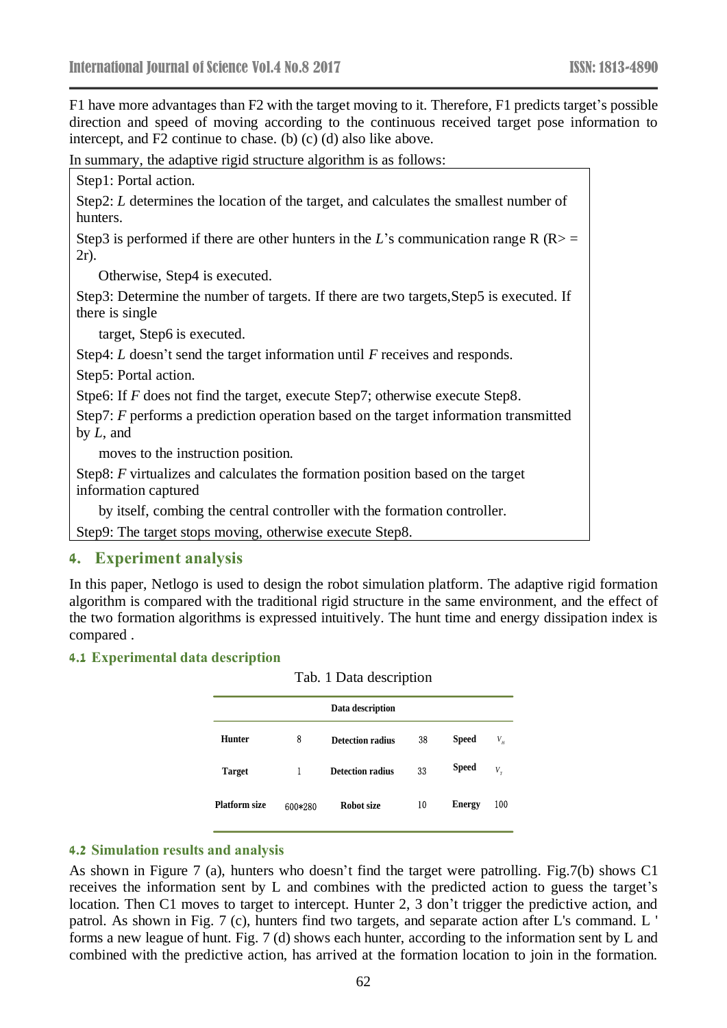F1 have more advantages than F2 with the target moving to it. Therefore, F1 predicts target's possible direction and speed of moving according to the continuous received target pose information to intercept, and F2 continue to chase. (b) (c) (d) also like above.

In summary, the adaptive rigid structure algorithm is as follows:

Step1: Portal action.

Step2: *L* determines the location of the target, and calculates the smallest number of hunters.

Step3 is performed if there are other hunters in the *L*'s communication range R (R> = 2r).

Otherwise, Step4 is executed.

Step3: Determine the number of targets. If there are two targets,Step5 is executed. If there is single target, Step6 is executed.

Step4: *L* doesn't send the target information until *F* receives and responds.

Step5: Portal action.

Stpe6: If *F* does not find the target, execute Step7; otherwise execute Step8.

Step7: *F* performs a prediction operation based on the target information transmitted by *L*, and moves to the instruction position.

Step8: *F* virtualizes and calculates the formation position based on the target information captured by itself, combing the central controller with the formation controller.

Step9: The target stops moving, otherwise execute Step8.

## 4. Experiment analysis

In this paper, Netlogo is used to design the robot simulation platform. The adaptive rigid formation algorithm is compared with the traditional rigid structure in the same environment, and the effect of the two formation algorithms is expressed intuitively. The hunt time and energy dissipation index is compared .

### 4.1 Experimental data description

Tab. 1 Data description

| Data description | | | | | |
|---|---|---|---|---|---|
| **Hunter** | 8 | **Detection radius** | 38 | **Speed** | $V_H$ |
| **Target** | 1 | **Detection radius** | 33 | **Speed** | $V_T$ |
| **Platform size** | 600*280 | **Robot size** | 10 | **Energy** | 100 |

### 4.2 Simulation results and analysis

As shown in Figure 7 (a), hunters who doesn't find the target were patrolling. Fig.7(b) shows C1 receives the information sent by L and combines with the predicted action to guess the target's location. Then C1 moves to target to intercept. Hunter 2, 3 don't trigger the predictive action, and patrol. As shown in Fig. 7 (c), hunters find two targets, and separate action after L's command. L ' forms a new league of hunt. Fig. 7 (d) shows each hunter, according to the information sent by L and combined with the predictive action, has arrived at the formation location to join in the formation.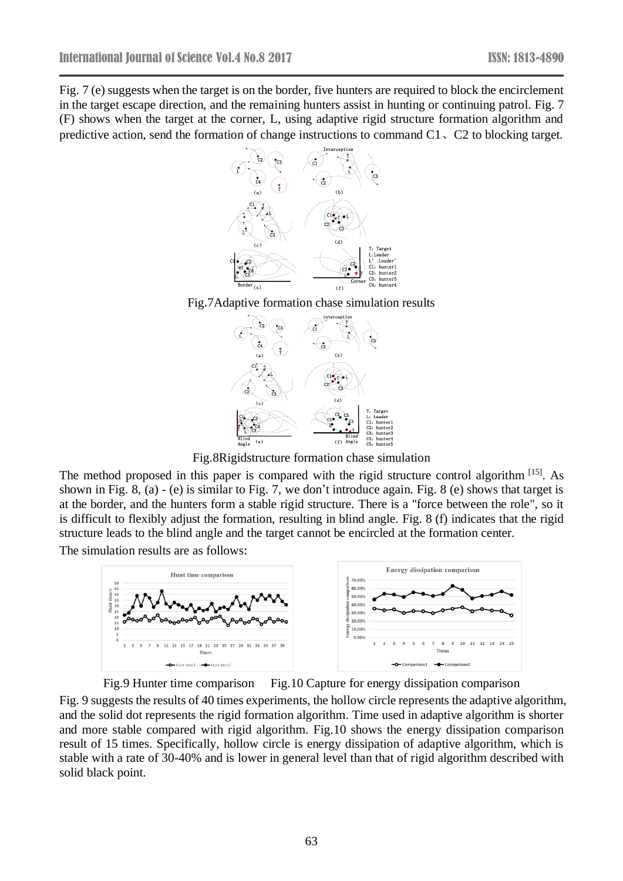Fig. 7 (e) suggests when the target is on the border, five hunters are required to block the encirclement in the target escape direction, and the remaining hunters assist in hunting or continuing patrol. Fig. 7 (F) shows when the target at the corner, L, using adaptive rigid structure formation algorithm and predictive action, send the formation of change instructions to command C1、C2 to blocking target.

Fig.7Adaptive formation chase simulation results

Fig.8Rigidstructure formation chase simulation

The method proposed in this paper is compared with the rigid structure control algorithm [15]. As shown in Fig. 8, (a) - (e) is similar to Fig. 7, we don't introduce again. Fig. 8 (e) shows that target is at the border, and the hunters form a stable rigid structure. There is a "force between the role", so it is difficult to flexibly adjust the formation, resulting in blind angle. Fig. 8 (f) indicates that the rigid structure leads to the blind angle and the target cannot be encircled at the formation center.

The simulation results are as follows:

Fig.9 Hunter time comparison Fig.10 Capture for energy dissipation comparison

Fig. 9 suggests the results of 40 times experiments, the hollow circle represents the adaptive algorithm, and the solid dot represents the rigid formation algorithm. Time used in adaptive algorithm is shorter and more stable compared with rigid algorithm. Fig.10 shows the energy dissipation comparison result of 15 times. Specifically, hollow circle is energy dissipation of adaptive algorithm, which is stable with a rate of 30-40% and is lower in general level than that of rigid algorithm described with solid black point.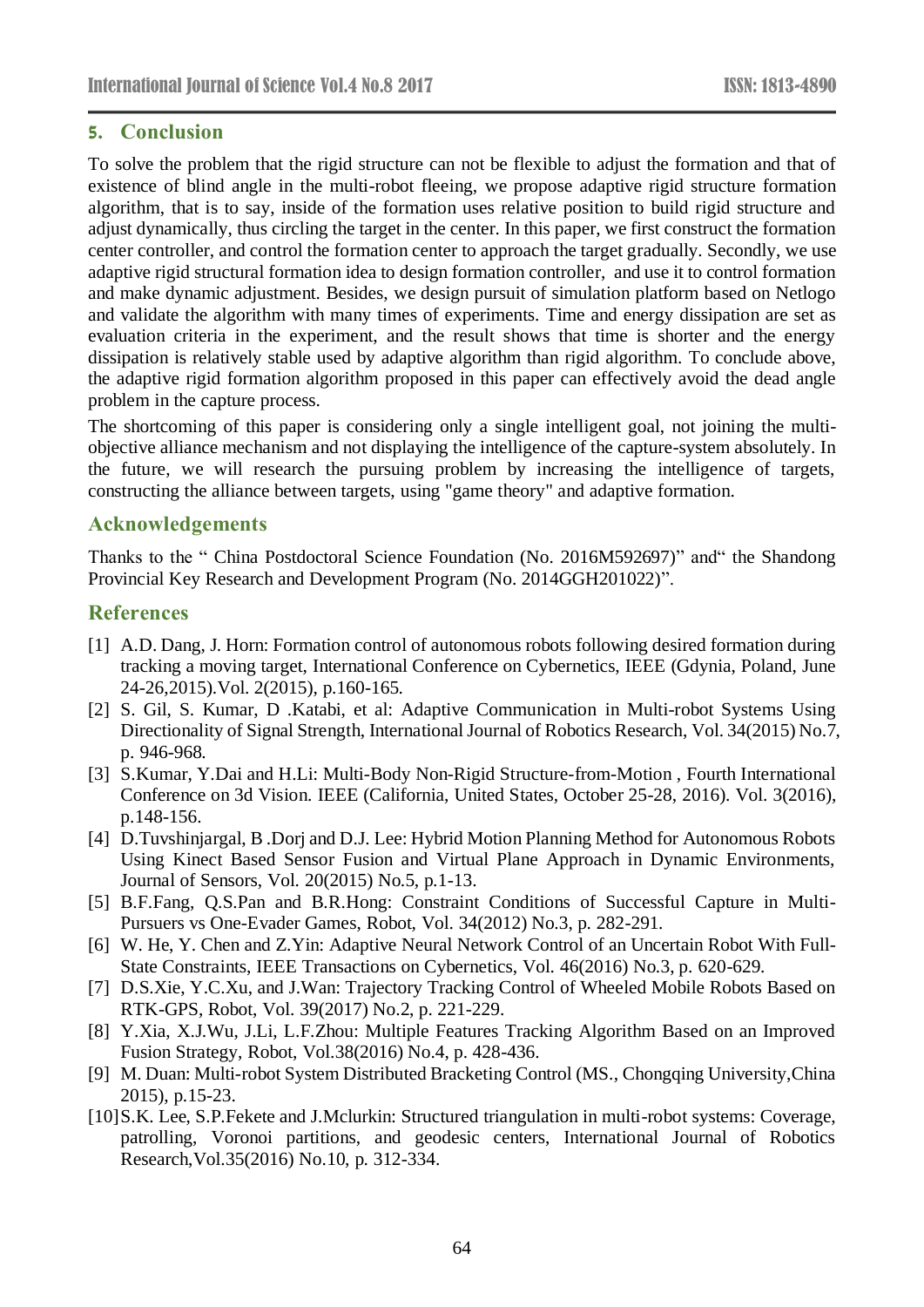## 5. Conclusion

To solve the problem that the rigid structure can not be flexible to adjust the formation and that of existence of blind angle in the multi-robot fleeing, we propose adaptive rigid structure formation algorithm, that is to say, inside of the formation uses relative position to build rigid structure and adjust dynamically, thus circling the target in the center. In this paper, we first construct the formation center controller, and control the formation center to approach the target gradually. Secondly, we use adaptive rigid structural formation idea to design formation controller, and use it to control formation and make dynamic adjustment. Besides, we design pursuit of simulation platform based on Netlogo and validate the algorithm with many times of experiments. Time and energy dissipation are set as evaluation criteria in the experiment, and the result shows that time is shorter and the energy dissipation is relatively stable used by adaptive algorithm than rigid algorithm. To conclude above, the adaptive rigid formation algorithm proposed in this paper can effectively avoid the dead angle problem in the capture process.

The shortcoming of this paper is considering only a single intelligent goal, not joining the multi-objective alliance mechanism and not displaying the intelligence of the capture-system absolutely. In the future, we will research the pursuing problem by increasing the intelligence of targets, constructing the alliance between targets, using "game theory" and adaptive formation.

## Acknowledgements

Thanks to the " China Postdoctoral Science Foundation (No. 2016M592697)" and" the Shandong Provincial Key Research and Development Program (No. 2014GGH201022)".

## References

[1] A.D. Dang, J. Horn: Formation control of autonomous robots following desired formation during tracking a moving target, International Conference on Cybernetics, IEEE (Gdynia, Poland, June 24-26,2015).Vol. 2(2015), p.160-165.

[2] S. Gil, S. Kumar, D .Katabi, et al: Adaptive Communication in Multi-robot Systems Using Directionality of Signal Strength, International Journal of Robotics Research, Vol. 34(2015) No.7, p. 946-968.

[3] S.Kumar, Y.Dai and H.Li: Multi-Body Non-Rigid Structure-from-Motion , Fourth International Conference on 3d Vision. IEEE (California, United States, October 25-28, 2016). Vol. 3(2016), p.148-156.

[4] D.Tuvshinjargal, B .Dorj and D.J. Lee: Hybrid Motion Planning Method for Autonomous Robots Using Kinect Based Sensor Fusion and Virtual Plane Approach in Dynamic Environments, Journal of Sensors, Vol. 20(2015) No.5, p.1-13.

[5] B.F.Fang, Q.S.Pan and B.R.Hong: Constraint Conditions of Successful Capture in Multi-Pursuers vs One-Evader Games, Robot, Vol. 34(2012) No.3, p. 282-291.

[6] W. He, Y. Chen and Z.Yin: Adaptive Neural Network Control of an Uncertain Robot With Full-State Constraints, IEEE Transactions on Cybernetics, Vol. 46(2016) No.3, p. 620-629.

[7] D.S.Xie, Y.C.Xu, and J.Wan: Trajectory Tracking Control of Wheeled Mobile Robots Based on RTK-GPS, Robot, Vol. 39(2017) No.2, p. 221-229.

[8] Y.Xia, X.J.Wu, J.Li, L.F.Zhou: Multiple Features Tracking Algorithm Based on an Improved Fusion Strategy, Robot, Vol.38(2016) No.4, p. 428-436.

[9] M. Duan: Multi-robot System Distributed Bracketing Control (MS., Chongqing University,China 2015), p.15-23.

[10] S.K. Lee, S.P.Fekete and J.Mclurkin: Structured triangulation in multi-robot systems: Coverage, patrolling, Voronoi partitions, and geodesic centers, International Journal of Robotics Research,Vol.35(2016) No.10, p. 312-334.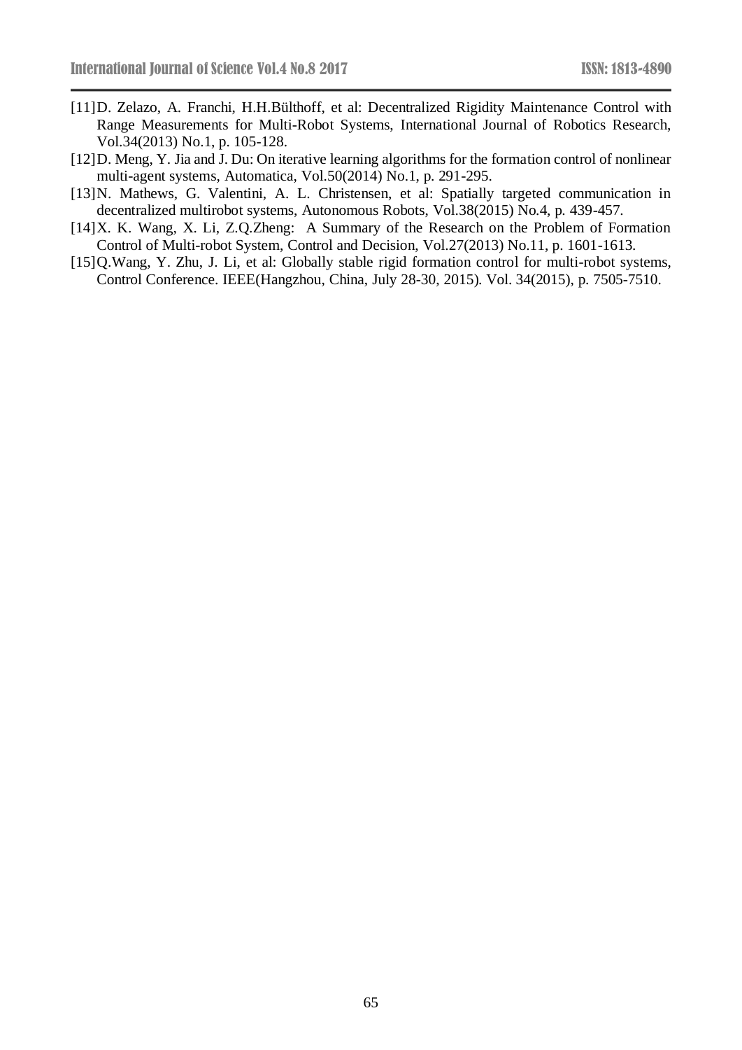[11] D. Zelazo, A. Franchi, H.H.Bülthoff, et al: Decentralized Rigidity Maintenance Control with Range Measurements for Multi-Robot Systems, International Journal of Robotics Research, Vol.34(2013) No.1, p. 105-128.

[12] D. Meng, Y. Jia and J. Du: On iterative learning algorithms for the formation control of nonlinear multi-agent systems, Automatica, Vol.50(2014) No.1, p. 291-295.

[13] N. Mathews, G. Valentini, A. L. Christensen, et al: Spatially targeted communication in decentralized multirobot systems, Autonomous Robots, Vol.38(2015) No.4, p. 439-457.

[14] X. K. Wang, X. Li, Z.Q.Zheng: A Summary of the Research on the Problem of Formation Control of Multi-robot System, Control and Decision, Vol.27(2013) No.11, p. 1601-1613.

[15] Q.Wang, Y. Zhu, J. Li, et al: Globally stable rigid formation control for multi-robot systems, Control Conference. IEEE(Hangzhou, China, July 28-30, 2015). Vol. 34(2015), p. 7505-7510.